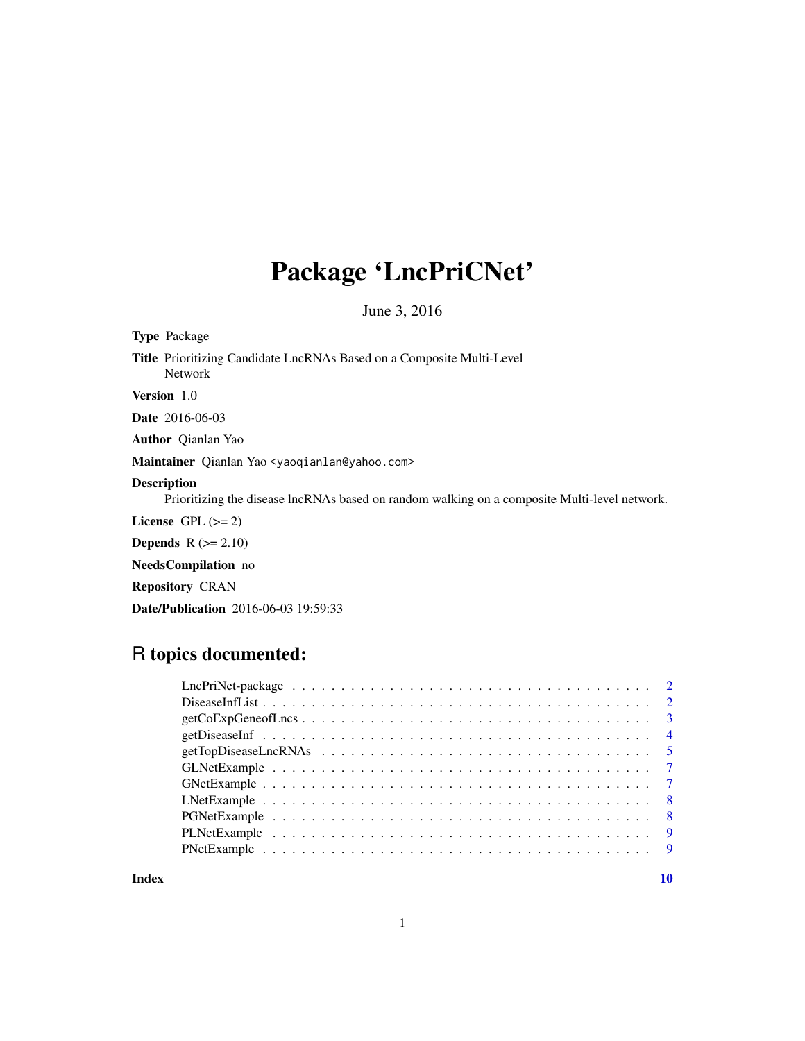# Package 'LncPriCNet'

June 3, 2016

**Type** Package

**Title** Prioritizing Candidate LncRNAs Based on a Composite Multi-Level Network

**Version** 1.0

**Date** 2016-06-03

**Author** Qianlan Yao

**Maintainer** Qianlan Yao <yaoqianlan@yahoo.com>

**Description**
Prioritizing the disease lncRNAs based on random walking on a composite Multi-level network.

**License** GPL (>= 2)

**Depends** R (>= 2.10)

**NeedsCompilation** no

**Repository** CRAN

**Date/Publication** 2016-06-03 19:59:33

## R topics documented:

| | |
|---|---|
| LncPriNet-package | 2 |
| DiseaseInfList | 2 |
| getCoExpGeneofLncs | 3 |
| getDiseaseInf | 4 |
| getTopDiseaseLncRNAs | 5 |
| GLNetExample | 7 |
| GNetExample | 7 |
| LNetExample | 8 |
| PGNetExample | 8 |
| PLNetExample | 9 |
| PNetExample | 9 |
| **Index** | **10** |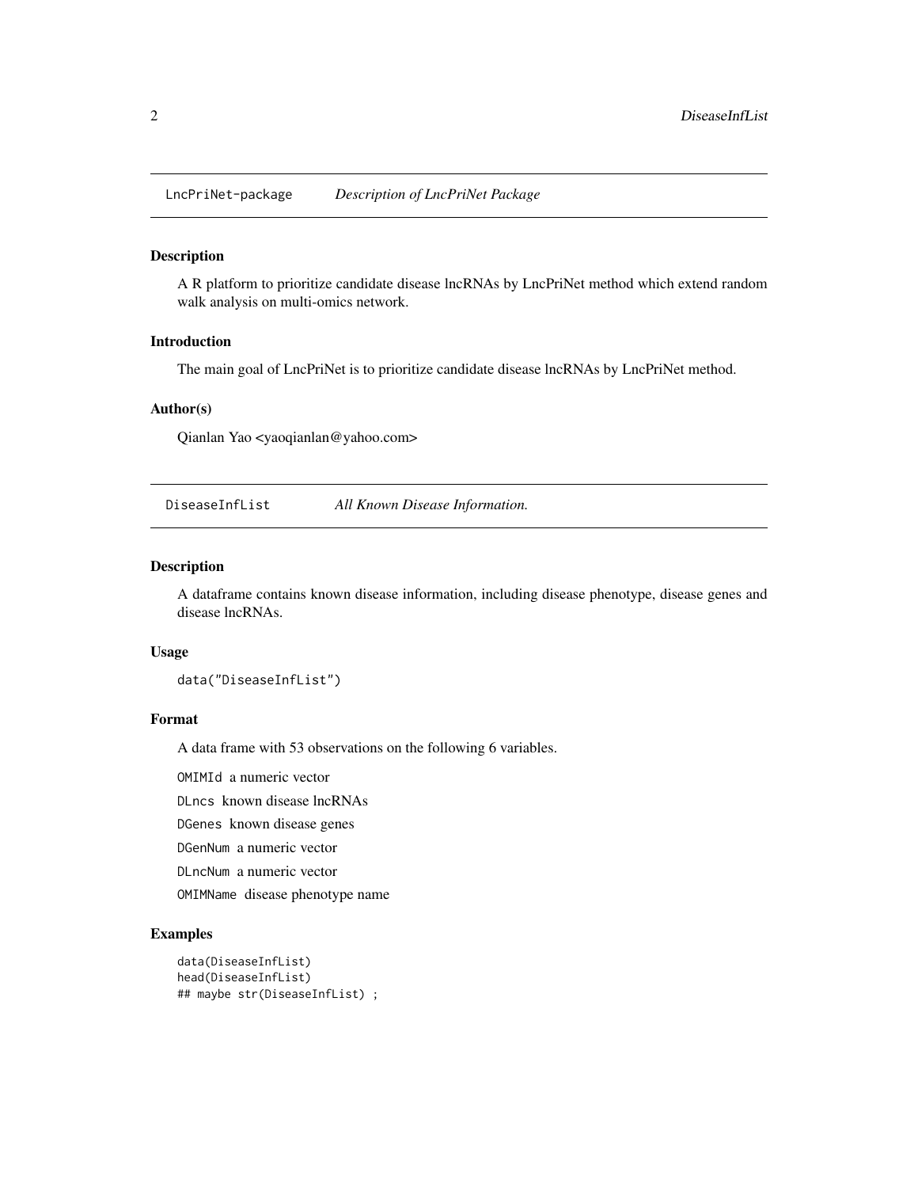## LncPriNet-package — *Description of LncPriNet Package*

### Description

A R platform to prioritize candidate disease lncRNAs by LncPriNet method which extend random walk analysis on multi-omics network.

### Introduction

The main goal of LncPriNet is to prioritize candidate disease lncRNAs by LncPriNet method.

### Author(s)

Qianlan Yao <yaoqianlan@yahoo.com>

## DiseaseInfList — *All Known Disease Information.*

### Description

A dataframe contains known disease information, including disease phenotype, disease genes and disease lncRNAs.

### Usage

```
data("DiseaseInfList")
```

### Format

A data frame with 53 observations on the following 6 variables.

`OMIMId` a numeric vector

`DLncs` known disease lncRNAs

`DGenes` known disease genes

`DGenNum` a numeric vector

`DLncNum` a numeric vector

`OMIMName` disease phenotype name

### Examples

```
data(DiseaseInfList)
head(DiseaseInfList)
## maybe str(DiseaseInfList) ;
```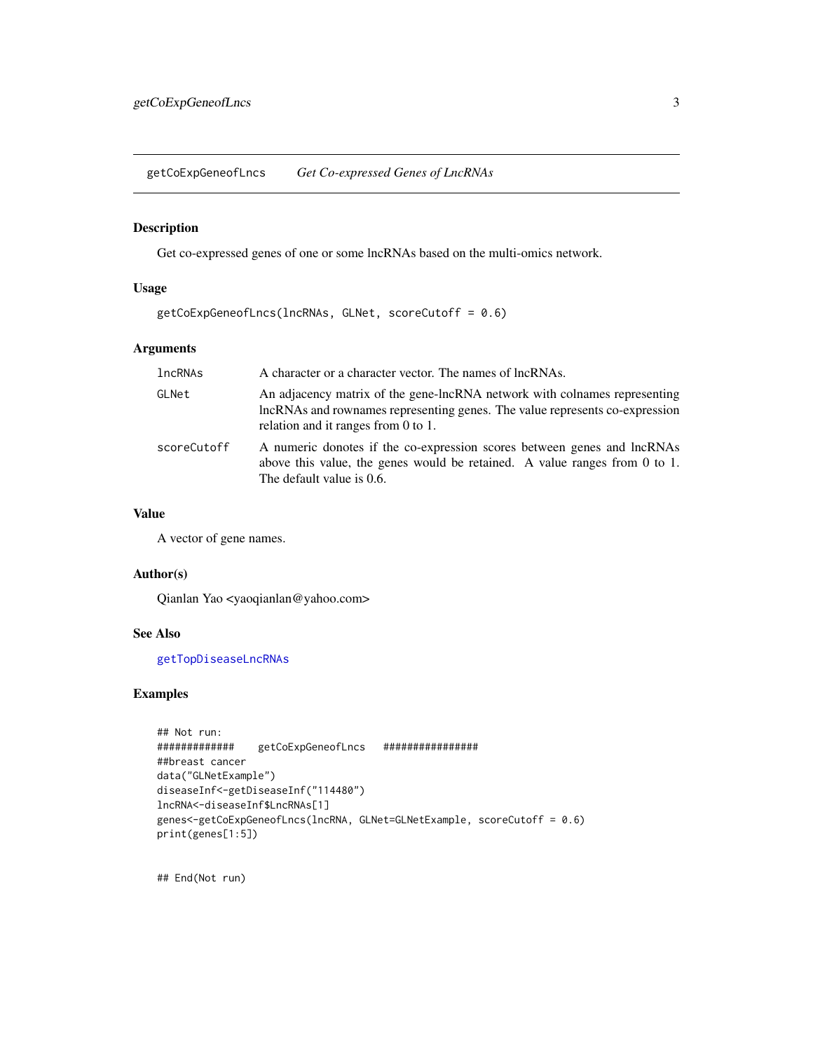# getCoExpGeneofLncs — *Get Co-expressed Genes of LncRNAs*

## Description

Get co-expressed genes of one or some lncRNAs based on the multi-omics network.

## Usage

```
getCoExpGeneofLncs(lncRNAs, GLNet, scoreCutoff = 0.6)
```

## Arguments

| | |
|---|---|
| `lncRNAs` | A character or a character vector. The names of lncRNAs. |
| `GLNet` | An adjacency matrix of the gene-lncRNA network with colnames representing lncRNAs and rownames representing genes. The value represents co-expression relation and it ranges from 0 to 1. |
| `scoreCutoff` | A numeric donotes if the co-expression scores between genes and lncRNAs above this value, the genes would be retained. A value ranges from 0 to 1. The default value is 0.6. |

## Value

A vector of gene names.

## Author(s)

Qianlan Yao <yaoqianlan@yahoo.com>

## See Also

`getTopDiseaseLncRNAs`

## Examples

```
## Not run:
#############    getCoExpGeneofLncs   ################
##breast cancer
data("GLNetExample")
diseaseInf<-getDiseaseInf("114480")
lncRNA<-diseaseInf$LncRNAs[1]
genes<-getCoExpGeneofLncs(lncRNA, GLNet=GLNetExample, scoreCutoff = 0.6)
print(genes[1:5])


## End(Not run)
```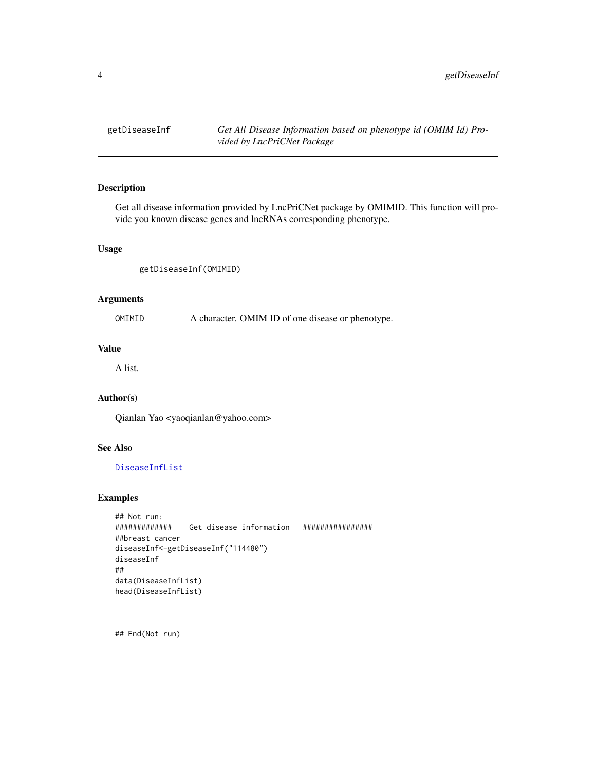getDiseaseInf — *Get All Disease Information based on phenotype id (OMIM Id) Provided by LncPriCNet Package*

## Description

Get all disease information provided by LncPriCNet package by OMIMID. This function will provide you known disease genes and lncRNAs corresponding phenotype.

## Usage

```
getDiseaseInf(OMIMID)
```

## Arguments

| | |
|---|---|
| OMIMID | A character. OMIM ID of one disease or phenotype. |

## Value

A list.

## Author(s)

Qianlan Yao <yaoqianlan@yahoo.com>

## See Also

DiseaseInfList

## Examples

```
## Not run:
#############    Get disease information   ################
##breast cancer
diseaseInf<-getDiseaseInf("114480")
diseaseInf
##
data(DiseaseInfList)
head(DiseaseInfList)


## End(Not run)
```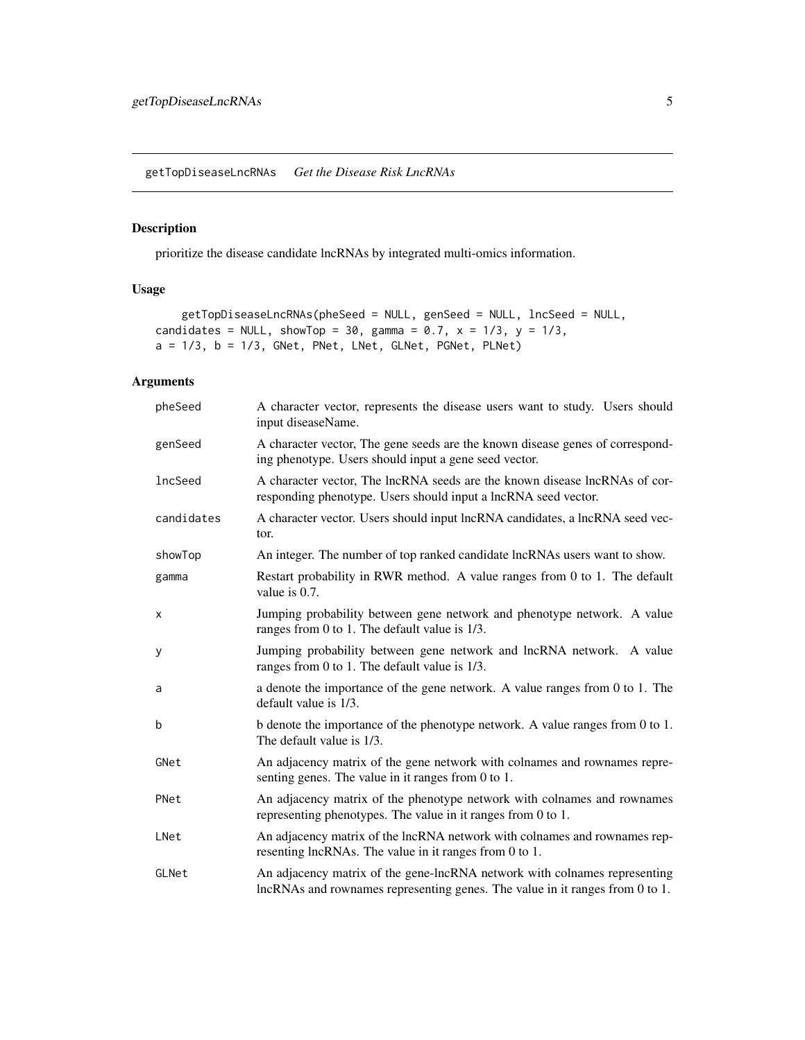## getTopDiseaseLncRNAs    *Get the Disease Risk LncRNAs*

### Description

prioritize the disease candidate lncRNAs by integrated multi-omics information.

### Usage

```
getTopDiseaseLncRNAs(pheSeed = NULL, genSeed = NULL, lncSeed = NULL,
candidates = NULL, showTop = 30, gamma = 0.7, x = 1/3, y = 1/3,
a = 1/3, b = 1/3, GNet, PNet, LNet, GLNet, PGNet, PLNet)
```

### Arguments

| | |
|---|---|
| `pheSeed` | A character vector, represents the disease users want to study. Users should input diseaseName. |
| `genSeed` | A character vector, The gene seeds are the known disease genes of corresponding phenotype. Users should input a gene seed vector. |
| `lncSeed` | A character vector, The lncRNA seeds are the known disease lncRNAs of corresponding phenotype. Users should input a lncRNA seed vector. |
| `candidates` | A character vector. Users should input lncRNA candidates, a lncRNA seed vector. |
| `showTop` | An integer. The number of top ranked candidate lncRNAs users want to show. |
| `gamma` | Restart probability in RWR method. A value ranges from 0 to 1. The default value is 0.7. |
| `x` | Jumping probability between gene network and phenotype network. A value ranges from 0 to 1. The default value is 1/3. |
| `y` | Jumping probability between gene network and lncRNA network. A value ranges from 0 to 1. The default value is 1/3. |
| `a` | a denote the importance of the gene network. A value ranges from 0 to 1. The default value is 1/3. |
| `b` | b denote the importance of the phenotype network. A value ranges from 0 to 1. The default value is 1/3. |
| `GNet` | An adjacency matrix of the gene network with colnames and rownames representing genes. The value in it ranges from 0 to 1. |
| `PNet` | An adjacency matrix of the phenotype network with colnames and rownames representing phenotypes. The value in it ranges from 0 to 1. |
| `LNet` | An adjacency matrix of the lncRNA network with colnames and rownames representing lncRNAs. The value in it ranges from 0 to 1. |
| `GLNet` | An adjacency matrix of the gene-lncRNA network with colnames representing lncRNAs and rownames representing genes. The value in it ranges from 0 to 1. |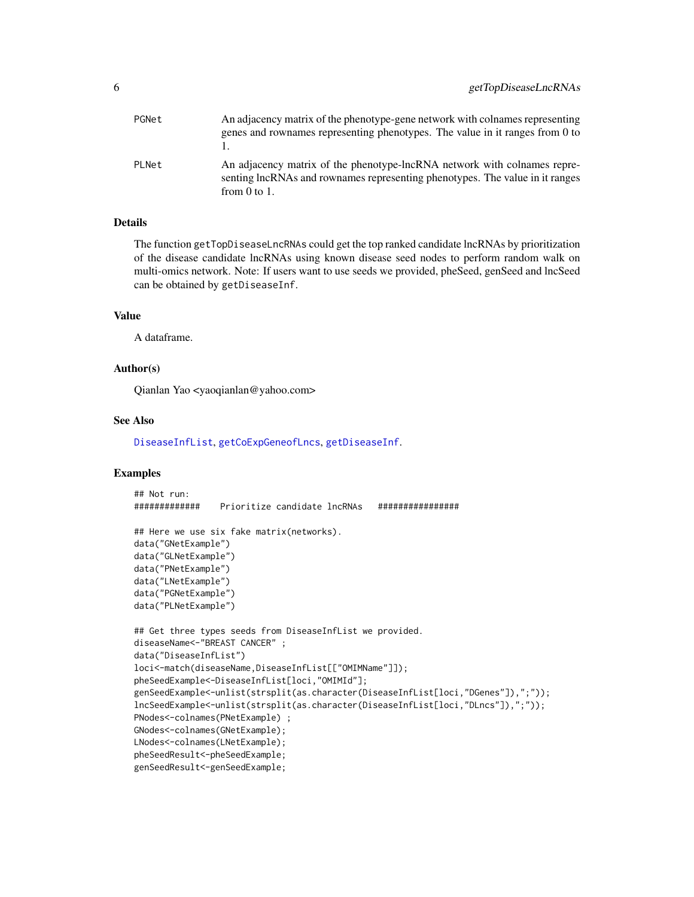PGNet	An adjacency matrix of the phenotype-gene network with colnames representing genes and rownames representing phenotypes. The value in it ranges from 0 to 1.

PLNet	An adjacency matrix of the phenotype-lncRNA network with colnames representing lncRNAs and rownames representing phenotypes. The value in it ranges from 0 to 1.

## Details

The function `getTopDiseaseLncRNAs` could get the top ranked candidate lncRNAs by prioritization of the disease candidate lncRNAs using known disease seed nodes to perform random walk on multi-omics network. Note: If users want to use seeds we provided, pheSeed, genSeed and lncSeed can be obtained by `getDiseaseInf`.

## Value

A dataframe.

## Author(s)

Qianlan Yao <yaoqianlan@yahoo.com>

## See Also

DiseaseInfList, getCoExpGeneofLncs, getDiseaseInf.

## Examples

```
## Not run:
#############    Prioritize candidate lncRNAs   ################

## Here we use six fake matrix(networks).
data("GNetExample")
data("GLNetExample")
data("PNetExample")
data("LNetExample")
data("PGNetExample")
data("PLNetExample")

## Get three types seeds from DiseaseInfList we provided.
diseaseName<-"BREAST CANCER" ;
data("DiseaseInfList")
loci<-match(diseaseName,DiseaseInfList[["OMIMName"]]);
pheSeedExample<-DiseaseInfList[loci,"OMIMId"];
genSeedExample<-unlist(strsplit(as.character(DiseaseInfList[loci,"DGenes"]),";"));
lncSeedExample<-unlist(strsplit(as.character(DiseaseInfList[loci,"DLncs"]),";"));
PNodes<-colnames(PNetExample) ;
GNodes<-colnames(GNetExample);
LNodes<-colnames(LNetExample);
pheSeedResult<-pheSeedExample;
genSeedResult<-genSeedExample;
```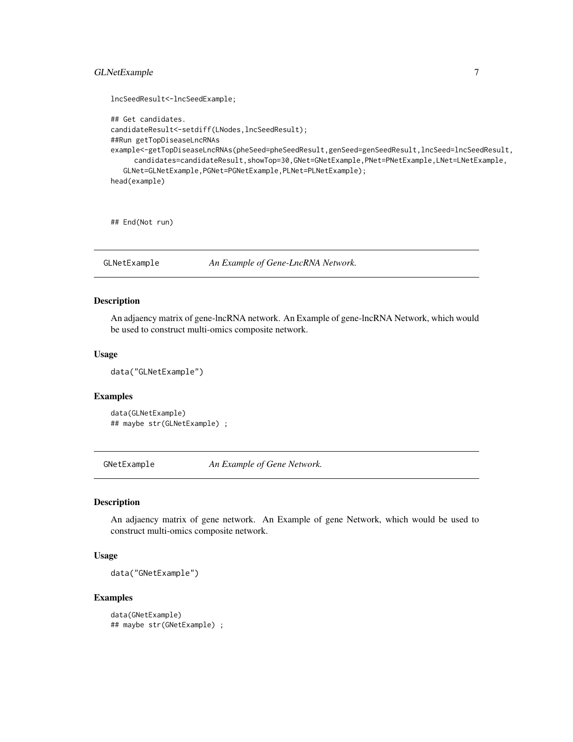```
lncSeedResult<-lncSeedExample;

## Get candidates.
candidateResult<-setdiff(LNodes,lncSeedResult);
##Run getTopDiseaseLncRNAs
example<-getTopDiseaseLncRNAs(pheSeed=pheSeedResult,genSeed=genSeedResult,lncSeed=lncSeedResult,
      candidates=candidateResult,showTop=30,GNet=GNetExample,PNet=PNetExample,LNet=LNetExample,
   GLNet=GLNetExample,PGNet=PGNetExample,PLNet=PLNetExample);
head(example)


## End(Not run)
```

## GLNetExample — *An Example of Gene-LncRNA Network.*

### Description

An adjaency matrix of gene-lncRNA network. An Example of gene-lncRNA Network, which would be used to construct multi-omics composite network.

### Usage

```
data("GLNetExample")
```

### Examples

```
data(GLNetExample)
## maybe str(GLNetExample) ;
```

## GNetExample — *An Example of Gene Network.*

### Description

An adjaency matrix of gene network. An Example of gene Network, which would be used to construct multi-omics composite network.

### Usage

```
data("GNetExample")
```

### Examples

```
data(GNetExample)
## maybe str(GNetExample) ;
```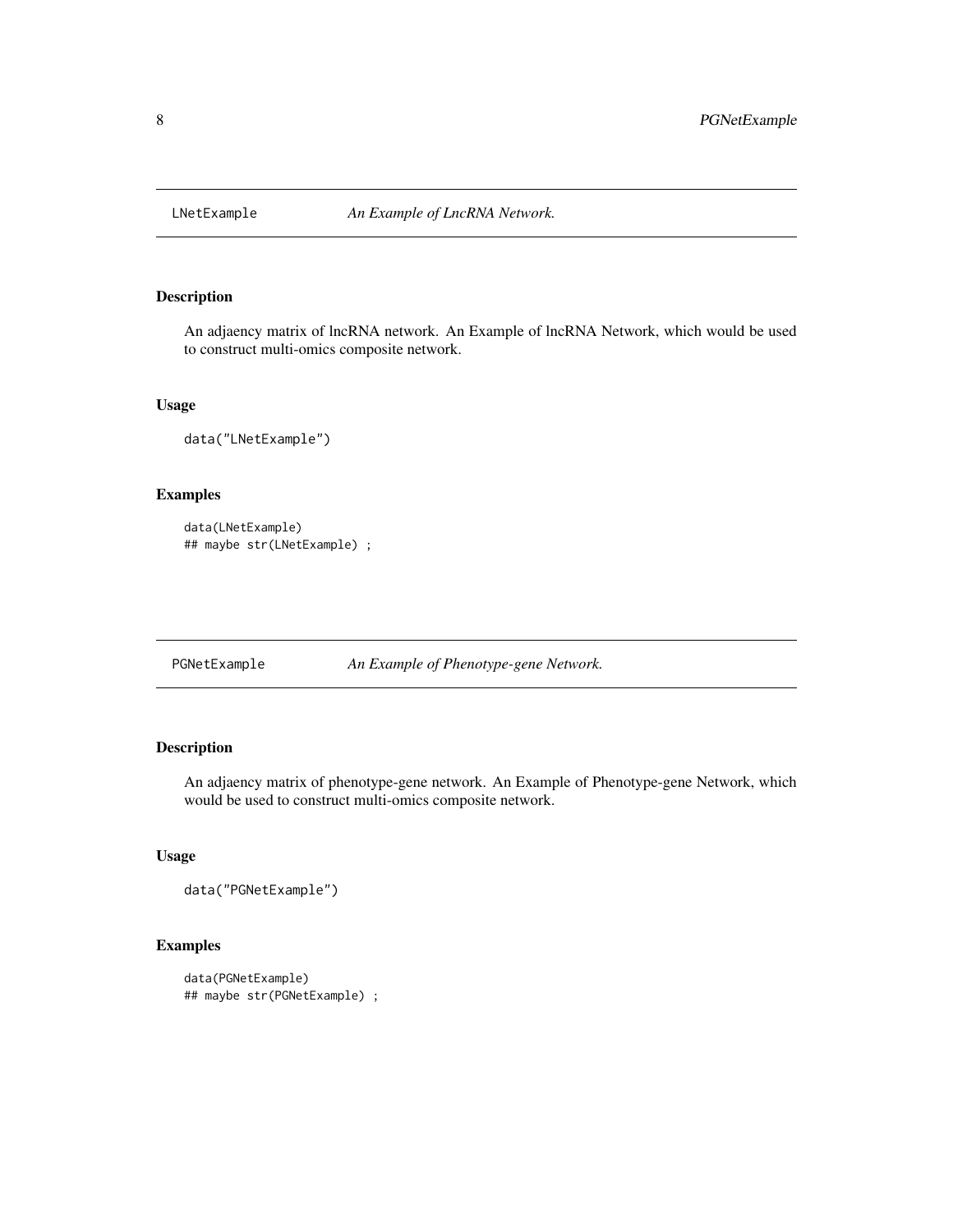## LNetExample — *An Example of LncRNA Network.*

### Description

An adjaency matrix of lncRNA network. An Example of lncRNA Network, which would be used to construct multi-omics composite network.

### Usage

```
data("LNetExample")
```

### Examples

```
data(LNetExample)
## maybe str(LNetExample) ;
```

## PGNetExample — *An Example of Phenotype-gene Network.*

### Description

An adjaency matrix of phenotype-gene network. An Example of Phenotype-gene Network, which would be used to construct multi-omics composite network.

### Usage

```
data("PGNetExample")
```

### Examples

```
data(PGNetExample)
## maybe str(PGNetExample) ;
```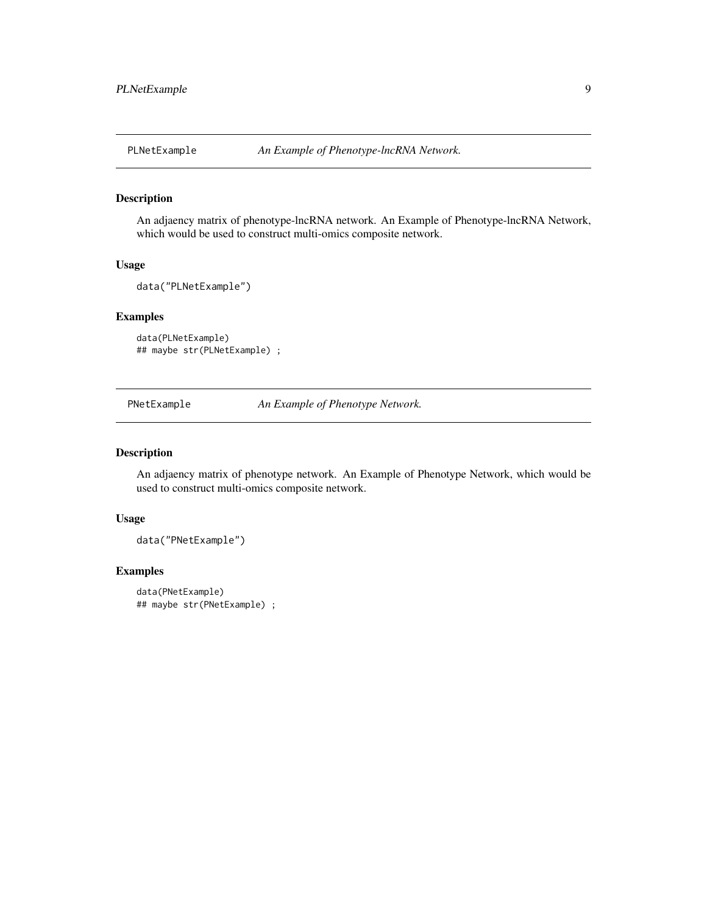## PLNetExample *An Example of Phenotype-lncRNA Network.*

### Description

An adjaency matrix of phenotype-lncRNA network. An Example of Phenotype-lncRNA Network, which would be used to construct multi-omics composite network.

### Usage

```
data("PLNetExample")
```

### Examples

```
data(PLNetExample)
## maybe str(PLNetExample) ;
```

## PNetExample *An Example of Phenotype Network.*

### Description

An adjaency matrix of phenotype network. An Example of Phenotype Network, which would be used to construct multi-omics composite network.

### Usage

```
data("PNetExample")
```

### Examples

```
data(PNetExample)
## maybe str(PNetExample) ;
```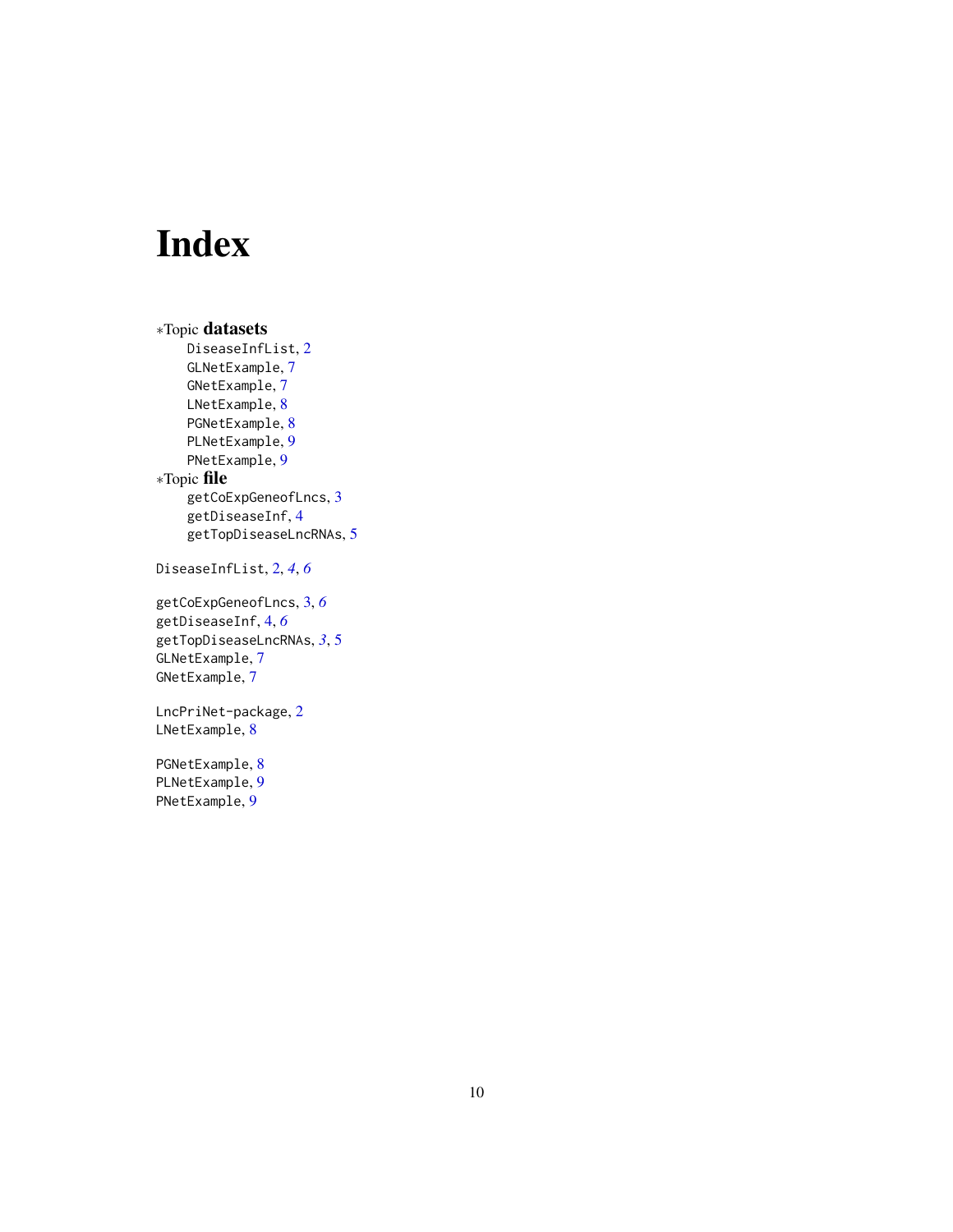# Index

∗Topic **datasets**
- DiseaseInfList, 2
- GLNetExample, 7
- GNetExample, 7
- LNetExample, 8
- PGNetExample, 8
- PLNetExample, 9
- PNetExample, 9

∗Topic **file**
- getCoExpGeneofLncs, 3
- getDiseaseInf, 4
- getTopDiseaseLncRNAs, 5

DiseaseInfList, 2, *4*, *6*

getCoExpGeneofLncs, 3, *6*
getDiseaseInf, 4, *6*
getTopDiseaseLncRNAs, *3*, 5
GLNetExample, 7
GNetExample, 7

LncPriNet-package, 2
LNetExample, 8

PGNetExample, 8
PLNetExample, 9
PNetExample, 9